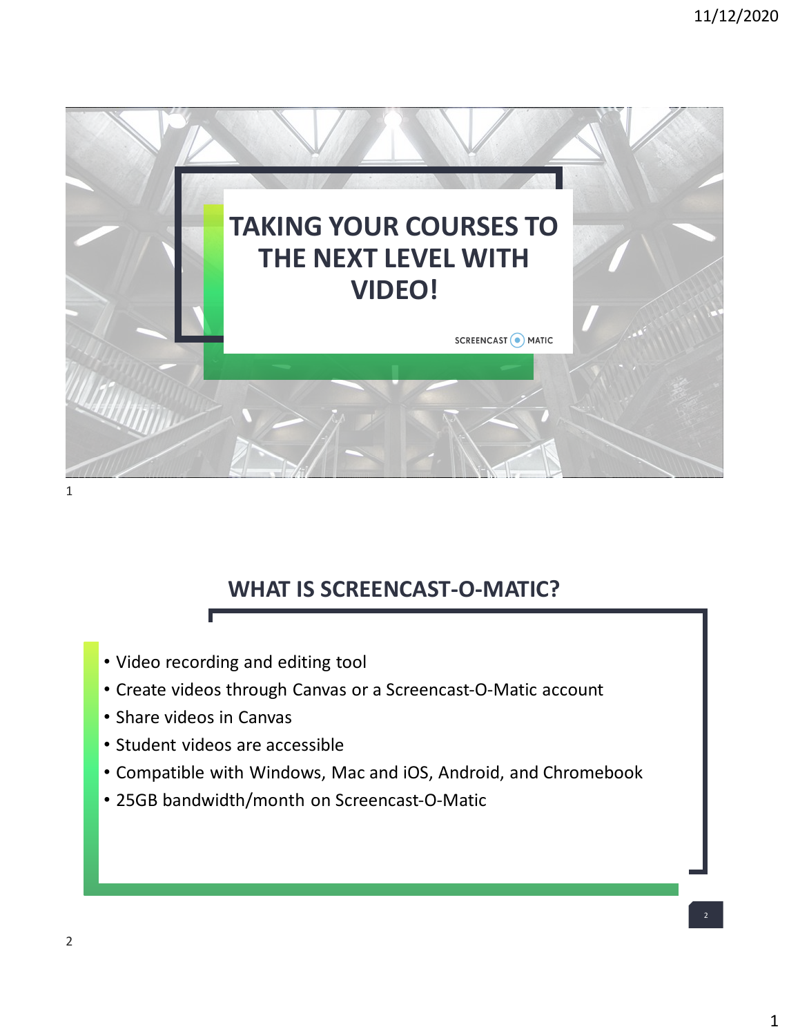# TAKING YOUR COURSES TO THE NEXT LEVEL WITH VIDEO!

SCREENCAST-O-MATIC

## WHAT IS SCREENCAST-O-MATIC?

- Video recording and editing tool
- Create videos through Canvas or a Screencast-O-Matic account
- Share videos in Canvas
- Student videos are accessible
- Compatible with Windows, Mac and iOS, Android, and Chromebook
- 25GB bandwidth/month on Screencast-O-Matic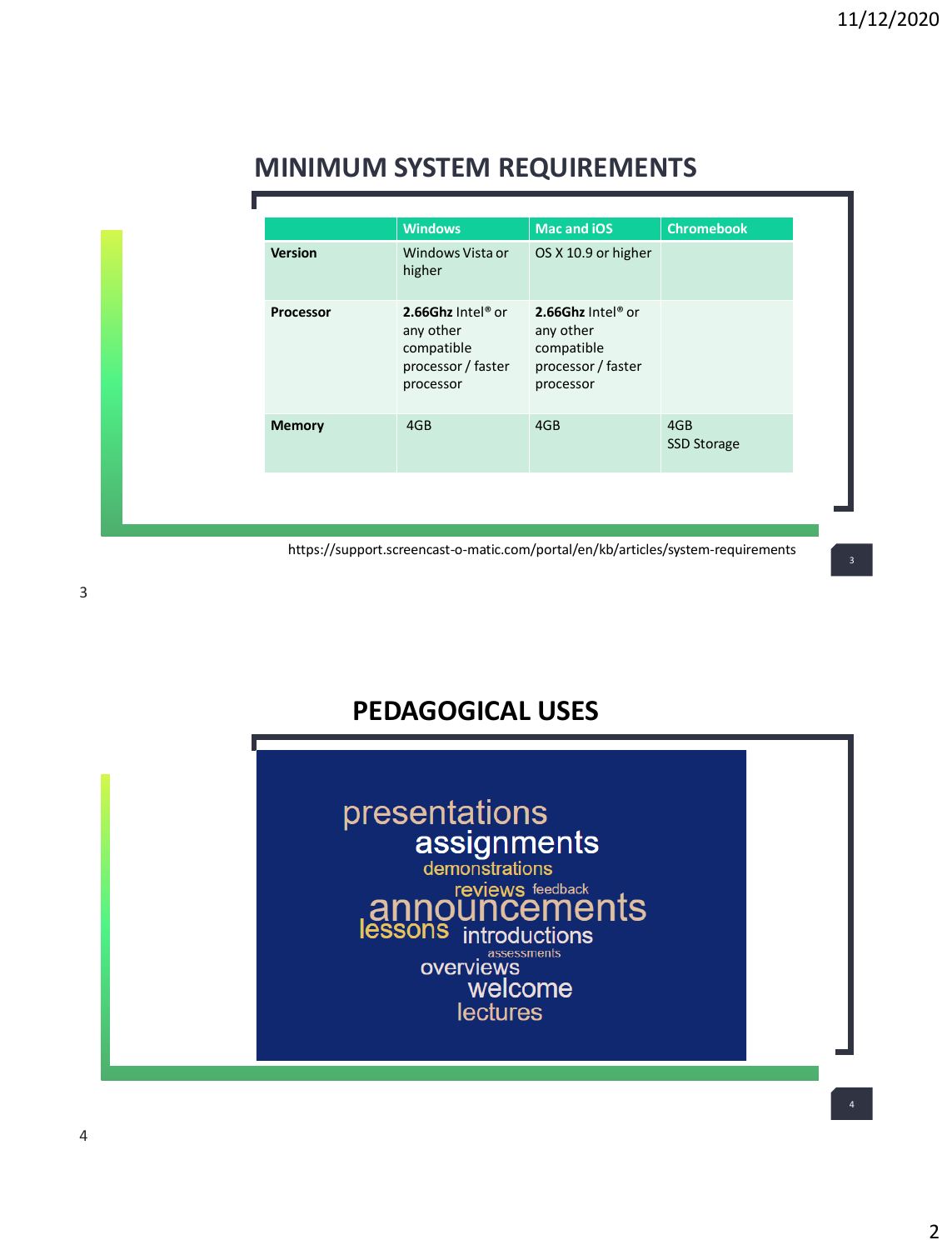## MINIMUM SYSTEM REQUIREMENTS

| | Windows | Mac and iOS | Chromebook |
|---|---|---|---|
| **Version** | Windows Vista or higher | OS X 10.9 or higher | |
| **Processor** | **2.66Ghz** Intel® or any other compatible processor / faster processor | **2.66Ghz** Intel® or any other compatible processor / faster processor | |
| **Memory** | 4GB | 4GB | 4GB SSD Storage |

https://support.screencast-o-matic.com/portal/en/kb/articles/system-requirements

## PEDAGOGICAL USES

presentations
assignments
demonstrations
reviews feedback
announcements
lessons introductions
assessments
overviews
welcome
lectures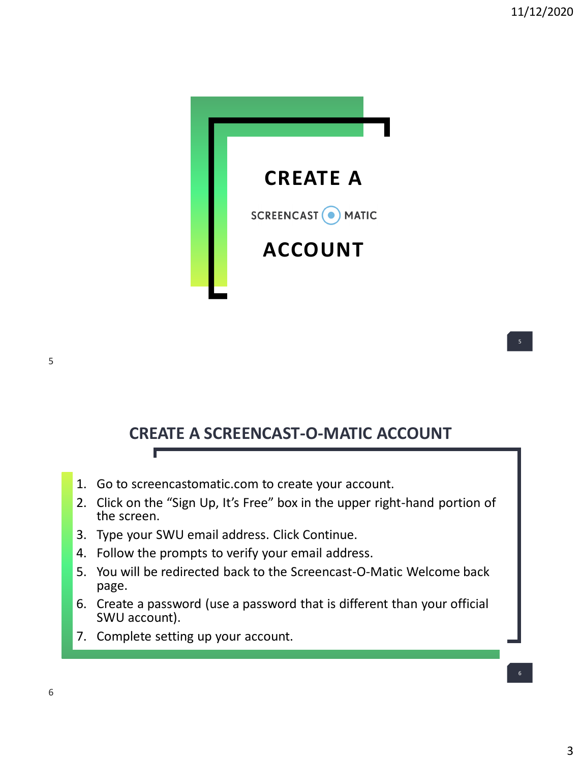# CREATE A SCREENCAST-O-MATIC ACCOUNT

## CREATE A SCREENCAST-O-MATIC ACCOUNT

1. Go to screencastomatic.com to create your account.
2. Click on the “Sign Up, It’s Free” box in the upper right-hand portion of the screen.
3. Type your SWU email address. Click Continue.
4. Follow the prompts to verify your email address.
5. You will be redirected back to the Screencast-O-Matic Welcome back page.
6. Create a password (use a password that is different than your official SWU account).
7. Complete setting up your account.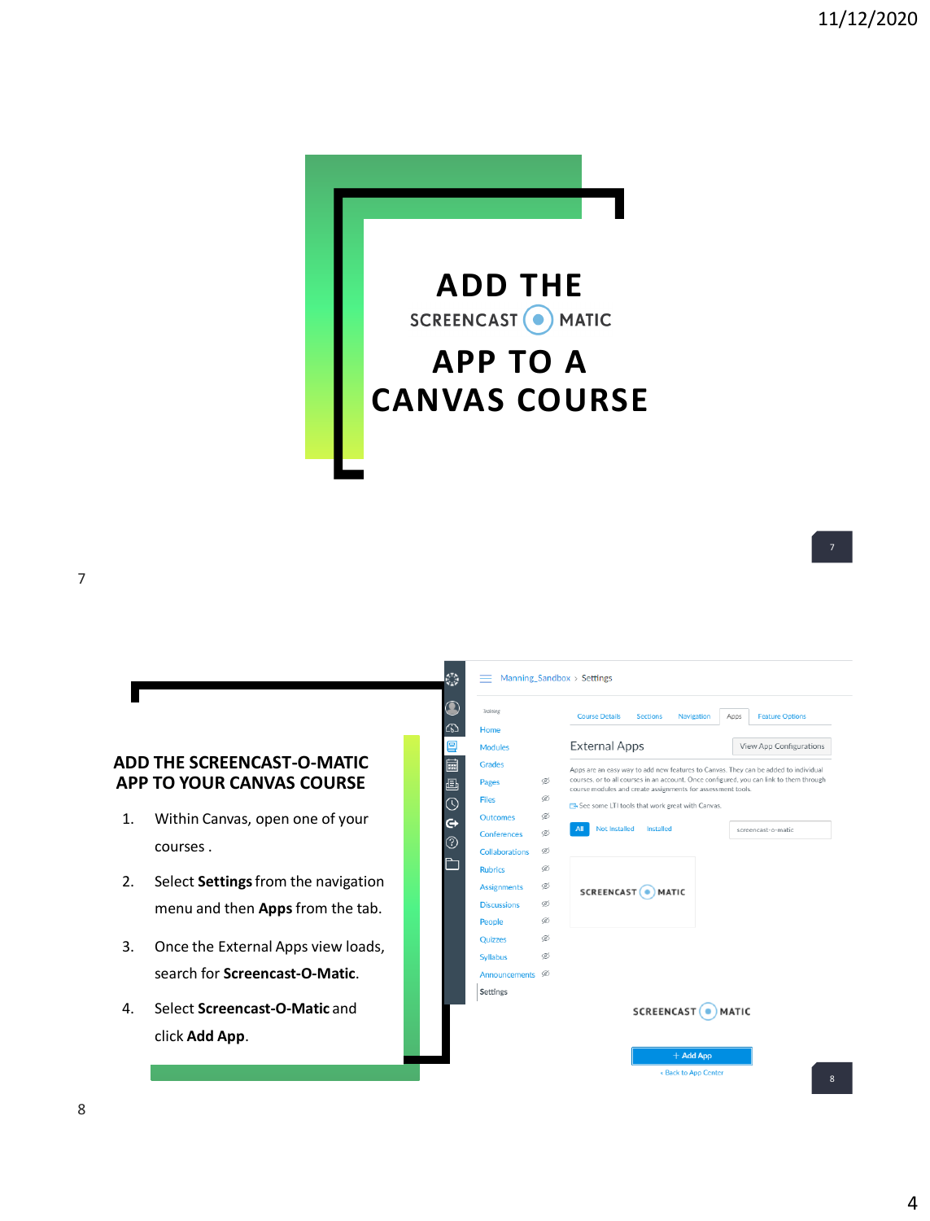# ADD THE SCREENCAST-O-MATIC APP TO A CANVAS COURSE

## ADD THE SCREENCAST-O-MATIC APP TO YOUR CANVAS COURSE

1. Within Canvas, open one of your courses .
2. Select **Settings** from the navigation menu and then **Apps** from the tab.
3. Once the External Apps view loads, search for **Screencast-O-Matic**.
4. Select **Screencast-O-Matic** and click **Add App**.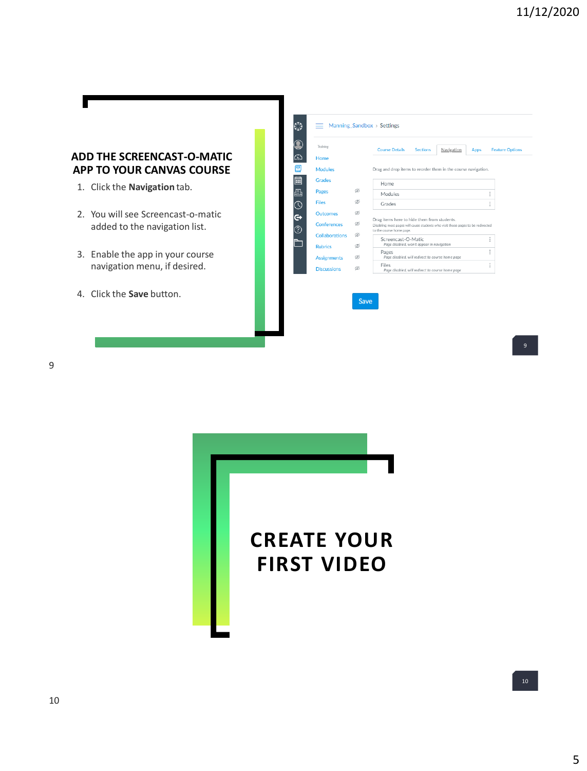## ADD THE SCREENCAST-O-MATIC APP TO YOUR CANVAS COURSE

1. Click the **Navigation** tab.
2. You will see Screencast-o-matic added to the navigation list.
3. Enable the app in your course navigation menu, if desired.
4. Click the **Save** button.

Manning_Sandbox › Settings

Course Details | Sections | Navigation | Apps | Feature Options

Drag and drop items to reorder them in the course navigation.

- Home
- Modules
- Grades

Drag items here to hide them from students.
Disabling most pages will cause students who visit those pages to be redirected to the course home page.

- Screencast-O-Matic — Page disabled, won't appear in navigation
- Pages — Page disabled, will redirect to course home page
- Files — Page disabled, will redirect to course home page

Save

## CREATE YOUR FIRST VIDEO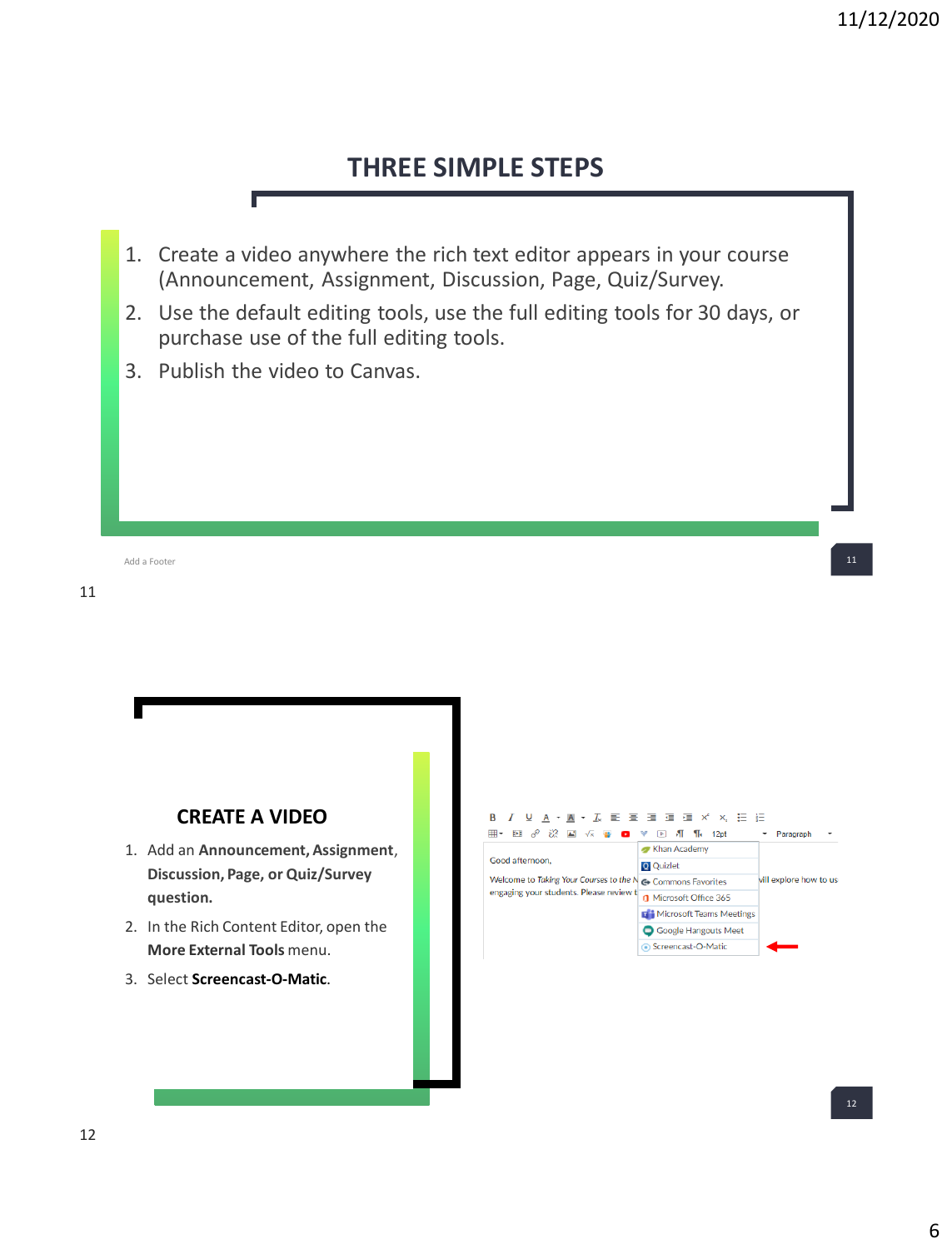## THREE SIMPLE STEPS

1. Create a video anywhere the rich text editor appears in your course (Announcement, Assignment, Discussion, Page, Quiz/Survey.
2. Use the default editing tools, use the full editing tools for 30 days, or purchase use of the full editing tools.
3. Publish the video to Canvas.

Add a Footer

## CREATE A VIDEO

1. Add an **Announcement, Assignment, Discussion, Page, or Quiz/Survey question.**
2. In the Rich Content Editor, open the **More External Tools** menu.
3. Select **Screencast-O-Matic**.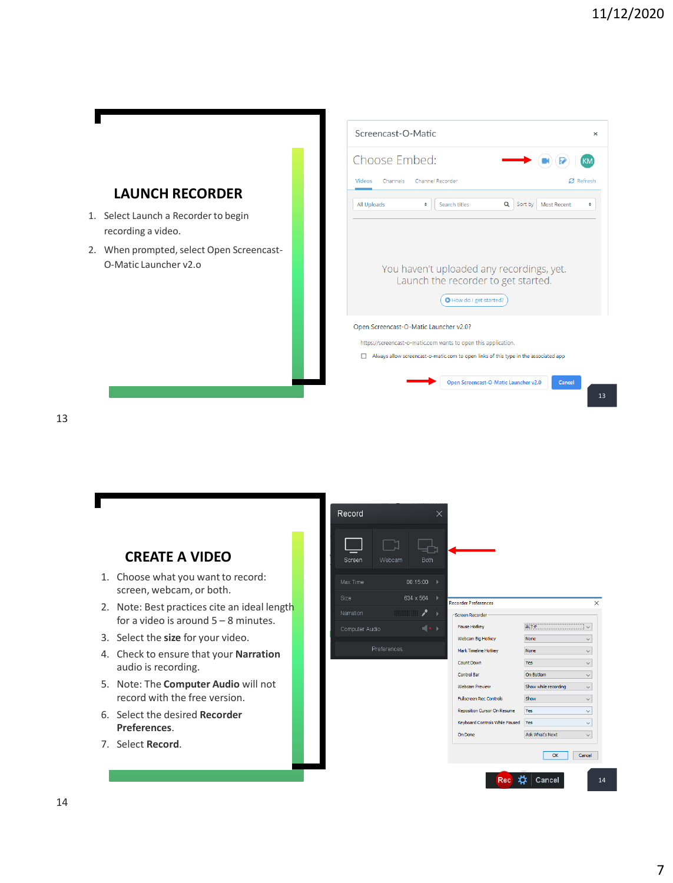## LAUNCH RECORDER

1. Select Launch a Recorder to begin recording a video.
2. When prompted, select Open Screencast-O-Matic Launcher v2.o

Screencast-O-Matic

Choose Embed:

Videos Channels Channel Recorder Refresh

All Uploads Search titles Sort by Most Recent

You haven't uploaded any recordings, yet. Launch the recorder to get started.

How do I get started?

Open Screencast-O-Matic Launcher v2.0?

https://screencast-o-matic.com wants to open this application.

Always allow screencast-o-matic.com to open links of this type in the associated app

Open Screencast-O-Matic Launcher v2.0 Cancel

## CREATE A VIDEO

1. Choose what you want to record: screen, webcam, or both.
2. Note: Best practices cite an ideal length for a video is around 5 – 8 minutes.
3. Select the **size** for your video.
4. Check to ensure that your **Narration** audio is recording.
5. Note: The **Computer Audio** will not record with the free version.
6. Select the desired **Recorder Preferences.**
7. Select **Record.**

Record

Screen Webcam Both

Max Time 00:15:00

Size 634 x 564

Narration

Computer Audio

Preferences

Recorder Preferences

Screen Recorder

| | |
|---|---|
| Pause Hotkey | ALT-P |
| Webcam Big Hotkey | None |
| Mark Timeline Hotkey | None |
| Count Down | Yes |
| Control Bar | On Bottom |
| Webcam Preview | Show while recording |
| Fullscreen Rec Controls | Show |
| Reposition Cursor On Resume | Yes |
| Keyboard Controls While Paused | Yes |
| On Done | Ask What's Next |

OK Cancel

Rec Cancel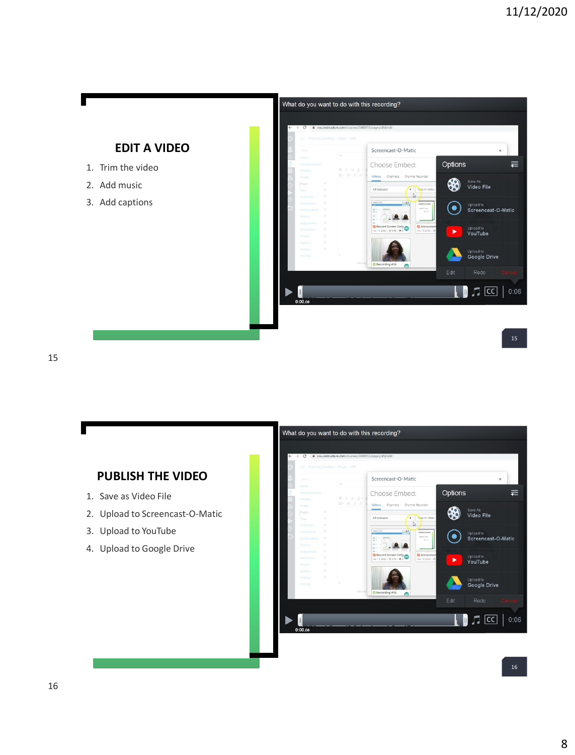## EDIT A VIDEO

1. Trim the video
2. Add music
3. Add captions

## PUBLISH THE VIDEO

1. Save as Video File
2. Upload to Screencast-O-Matic
3. Upload to YouTube
4. Upload to Google Drive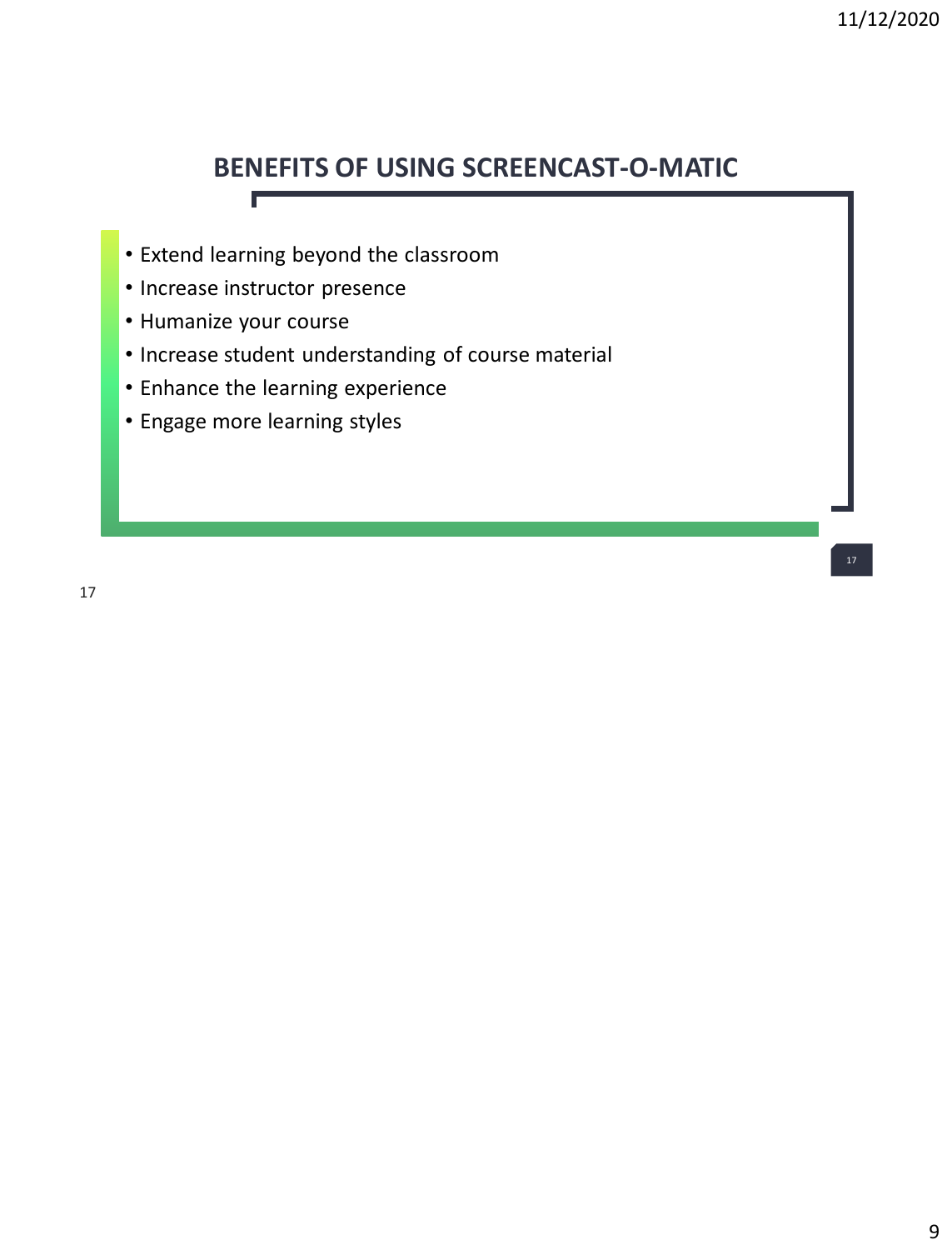## BENEFITS OF USING SCREENCAST-O-MATIC

- Extend learning beyond the classroom
- Increase instructor presence
- Humanize your course
- Increase student understanding of course material
- Enhance the learning experience
- Engage more learning styles